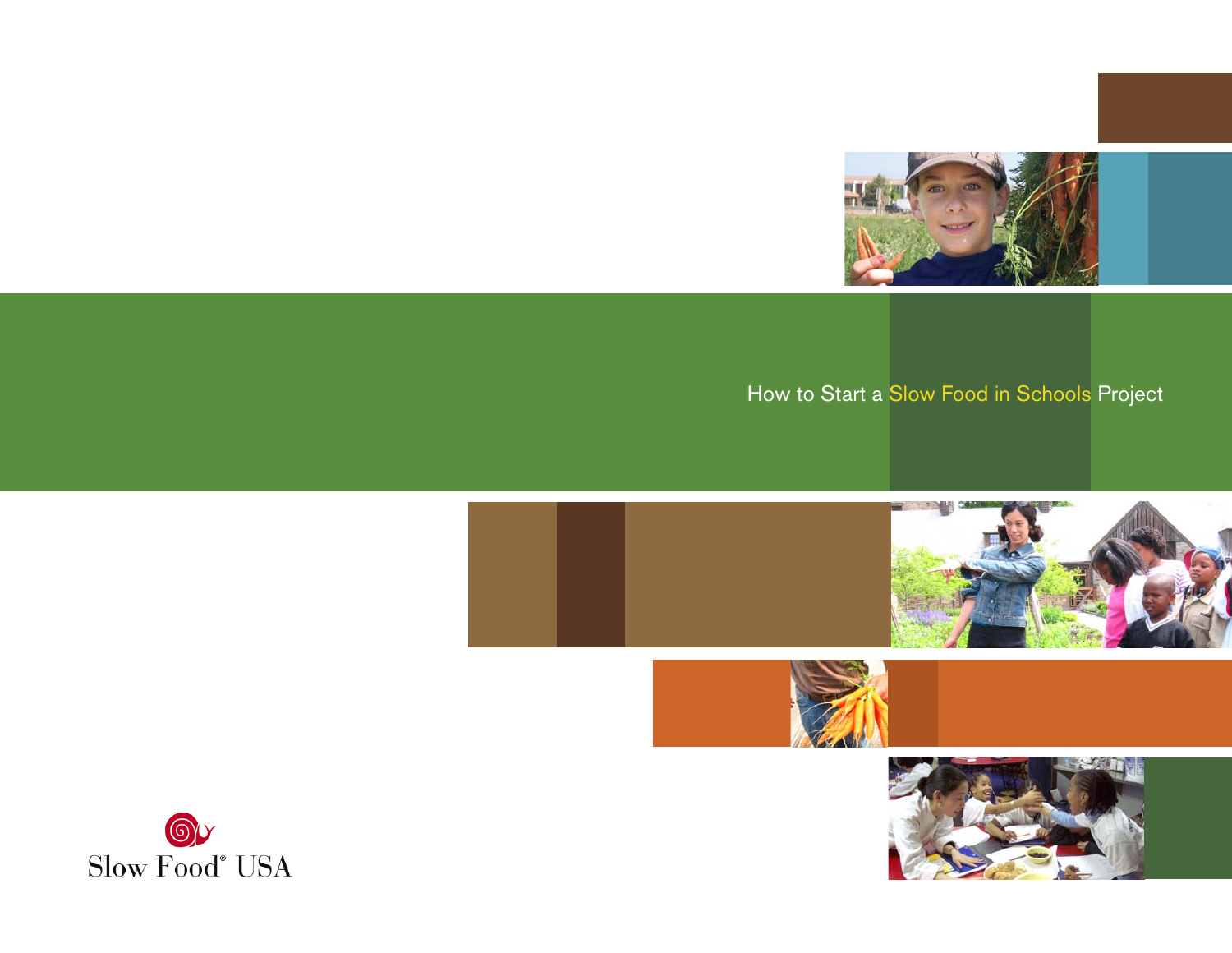# How to Start a Slow Food in Schools Project

Slow Food® USA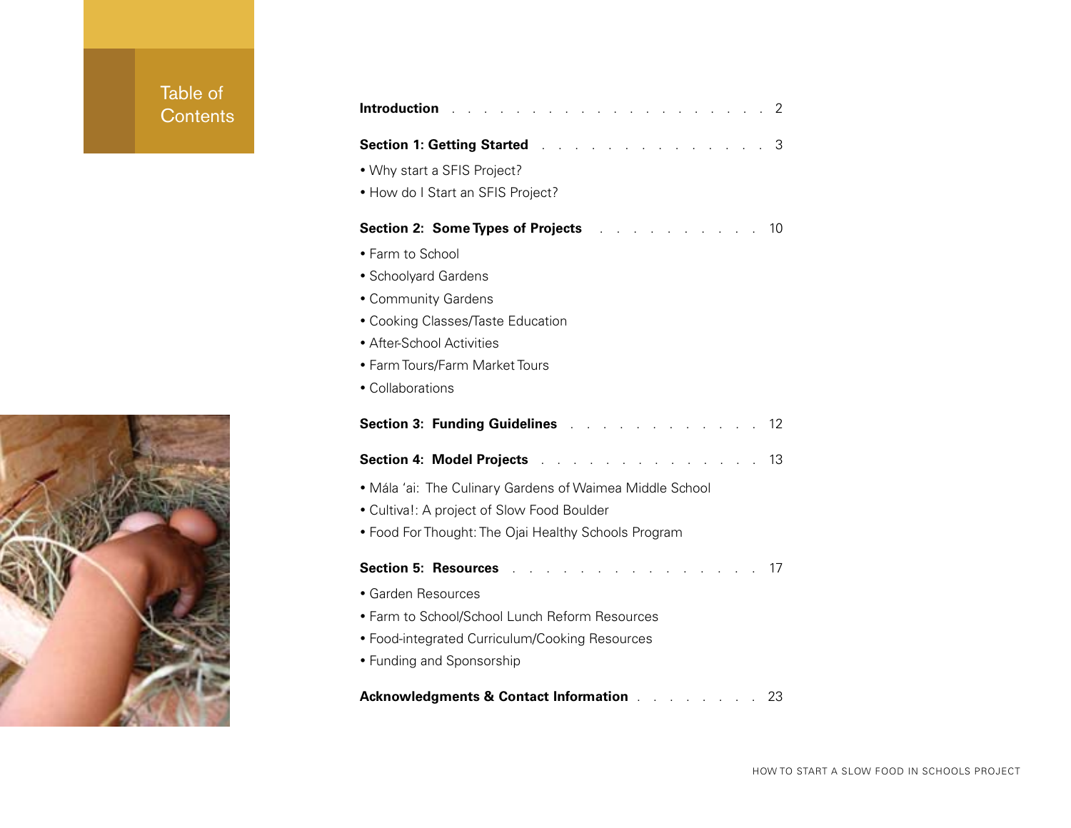# Table of Contents

**Introduction** . . . . . . . . . . . . . . . . . . . . . 2

**Section 1: Getting Started** . . . . . . . . . . . . . . . 3

- Why start a SFIS Project?
- How do I Start an SFIS Project?

**Section 2: Some Types of Projects** . . . . . . . . . . . 10

- Farm to School
- Schoolyard Gardens
- Community Gardens
- Cooking Classes/Taste Education
- After-School Activities
- Farm Tours/Farm Market Tours
- Collaborations

**Section 3: Funding Guidelines** . . . . . . . . . . . . . 12

**Section 4: Model Projects** . . . . . . . . . . . . . . . 13

- Mála 'ai: The Culinary Gardens of Waimea Middle School
- Cultiva!: A project of Slow Food Boulder
- Food For Thought: The Ojai Healthy Schools Program

**Section 5: Resources** . . . . . . . . . . . . . . . . 17

- Garden Resources
- Farm to School/School Lunch Reform Resources
- Food-integrated Curriculum/Cooking Resources
- Funding and Sponsorship

**Acknowledgments & Contact Information** . . . . . . . . 23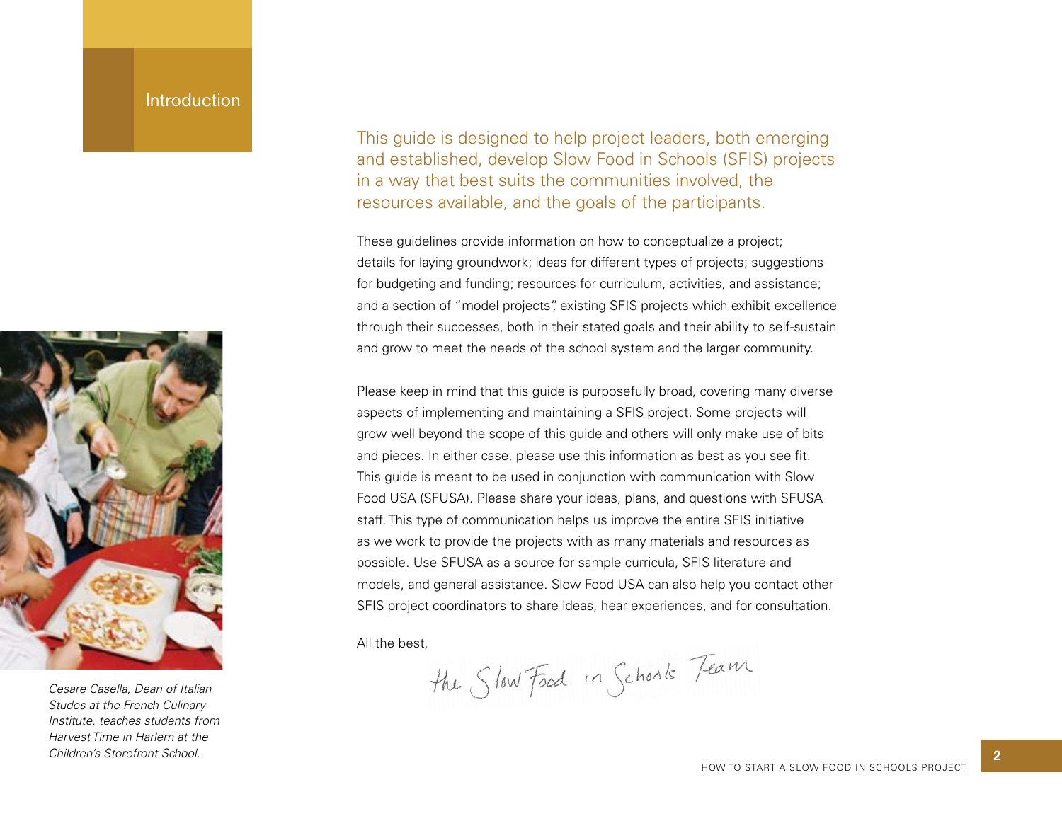# Introduction

This guide is designed to help project leaders, both emerging and established, develop Slow Food in Schools (SFIS) projects in a way that best suits the communities involved, the resources available, and the goals of the participants.

These guidelines provide information on how to conceptualize a project; details for laying groundwork; ideas for different types of projects; suggestions for budgeting and funding; resources for curriculum, activities, and assistance; and a section of "model projects", existing SFIS projects which exhibit excellence through their successes, both in their stated goals and their ability to self-sustain and grow to meet the needs of the school system and the larger community.

Please keep in mind that this guide is purposefully broad, covering many diverse aspects of implementing and maintaining a SFIS project. Some projects will grow well beyond the scope of this guide and others will only make use of bits and pieces. In either case, please use this information as best as you see fit. This guide is meant to be used in conjunction with communication with Slow Food USA (SFUSA). Please share your ideas, plans, and questions with SFUSA staff. This type of communication helps us improve the entire SFIS initiative as we work to provide the projects with as many materials and resources as possible. Use SFUSA as a source for sample curricula, SFIS literature and models, and general assistance. Slow Food USA can also help you contact other SFIS project coordinators to share ideas, hear experiences, and for consultation.

All the best,

the Slow Food in Schools Team

*Cesare Casella, Dean of Italian Studes at the French Culinary Institute, teaches students from Harvest Time in Harlem at the Children's Storefront School.*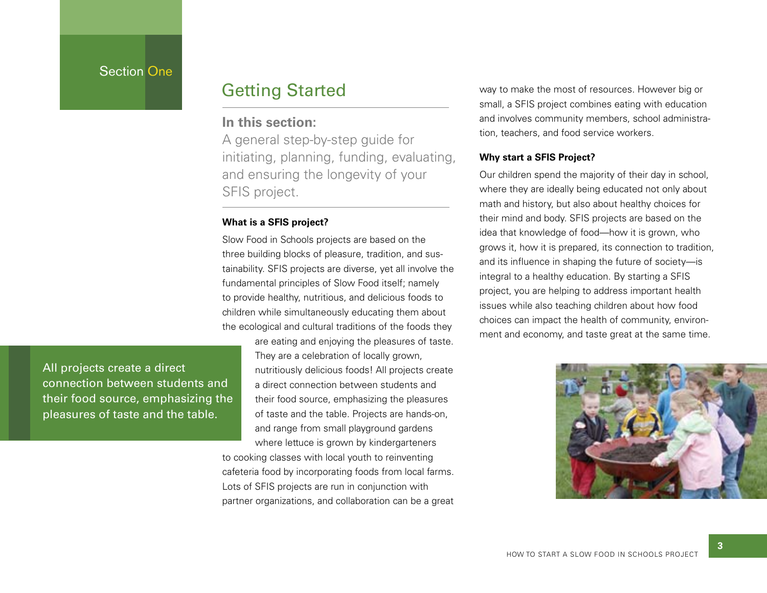Section One

# Getting Started

**In this section:**

A general step-by-step guide for initiating, planning, funding, evaluating, and ensuring the longevity of your SFIS project.

**What is a SFIS project?**

Slow Food in Schools projects are based on the three building blocks of pleasure, tradition, and sustainability. SFIS projects are diverse, yet all involve the fundamental principles of Slow Food itself; namely to provide healthy, nutritious, and delicious foods to children while simultaneously educating them about the ecological and cultural traditions of the foods they are eating and enjoying the pleasures of taste. They are a celebration of locally grown, nutritiously delicious foods! All projects create a direct connection between students and their food source, emphasizing the pleasures of taste and the table. Projects are hands-on, and range from small playground gardens where lettuce is grown by kindergarteners to cooking classes with local youth to reinventing cafeteria food by incorporating foods from local farms. Lots of SFIS projects are run in conjunction with partner organizations, and collaboration can be a great way to make the most of resources. However big or small, a SFIS project combines eating with education and involves community members, school administration, teachers, and food service workers.

> All projects create a direct connection between students and their food source, emphasizing the pleasures of taste and the table.

**Why start a SFIS Project?**

Our children spend the majority of their day in school, where they are ideally being educated not only about math and history, but also about healthy choices for their mind and body. SFIS projects are based on the idea that knowledge of food—how it is grown, who grows it, how it is prepared, its connection to tradition, and its influence in shaping the future of society—is integral to a healthy education. By starting a SFIS project, you are helping to address important health issues while also teaching children about how food choices can impact the health of community, environment and economy, and taste great at the same time.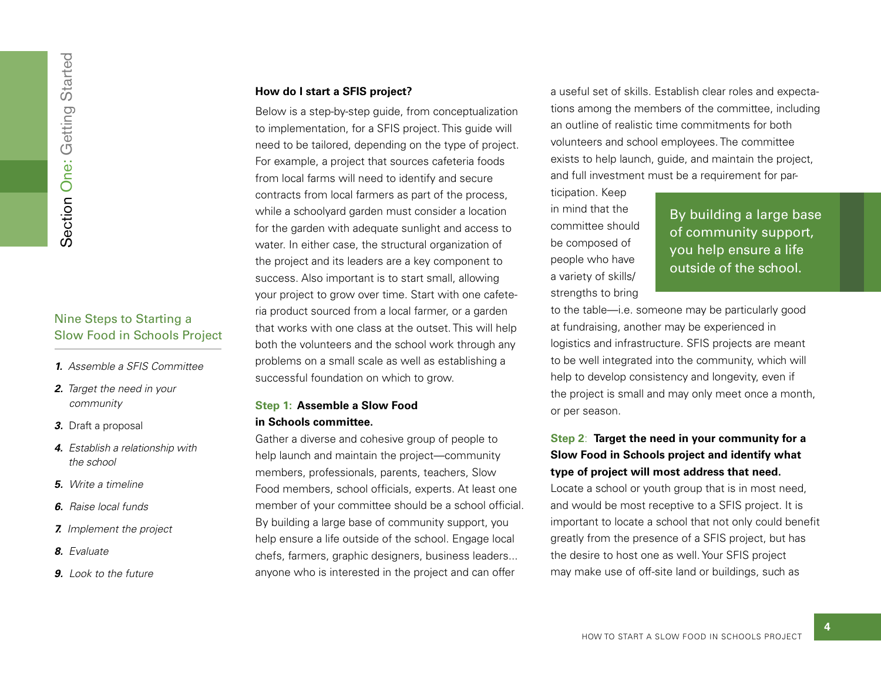Section One: Getting Started

## Nine Steps to Starting a Slow Food in Schools Project

1. *Assemble a SFIS Committee*
2. *Target the need in your community*
3. Draft a proposal
4. *Establish a relationship with the school*
5. *Write a timeline*
6. *Raise local funds*
7. *Implement the project*
8. *Evaluate*
9. *Look to the future*

**How do I start a SFIS project?**

Below is a step-by-step guide, from conceptualization to implementation, for a SFIS project. This guide will need to be tailored, depending on the type of project. For example, a project that sources cafeteria foods from local farms will need to identify and secure contracts from local farmers as part of the process, while a schoolyard garden must consider a location for the garden with adequate sunlight and access to water. In either case, the structural organization of the project and its leaders are a key component to success. Also important is to start small, allowing your project to grow over time. Start with one cafeteria product sourced from a local farmer, or a garden that works with one class at the outset. This will help both the volunteers and the school work through any problems on a small scale as well as establishing a successful foundation on which to grow.

### Step 1: Assemble a Slow Food in Schools committee.

Gather a diverse and cohesive group of people to help launch and maintain the project—community members, professionals, parents, teachers, Slow Food members, school officials, experts. At least one member of your committee should be a school official. By building a large base of community support, you help ensure a life outside of the school. Engage local chefs, farmers, graphic designers, business leaders... anyone who is interested in the project and can offer a useful set of skills. Establish clear roles and expectations among the members of the committee, including an outline of realistic time commitments for both volunteers and school employees. The committee exists to help launch, guide, and maintain the project, and full investment must be a requirement for participation. Keep in mind that the committee should be composed of people who have a variety of skills/strengths to bring to the table—i.e. someone may be particularly good at fundraising, another may be experienced in logistics and infrastructure. SFIS projects are meant to be well integrated into the community, which will help to develop consistency and longevity, even if the project is small and may only meet once a month, or per season.

> By building a large base of community support, you help ensure a life outside of the school.

### Step 2: Target the need in your community for a Slow Food in Schools project and identify what type of project will most address that need.

Locate a school or youth group that is in most need, and would be most receptive to a SFIS project. It is important to locate a school that not only could benefit greatly from the presence of a SFIS project, but has the desire to host one as well. Your SFIS project may make use of off-site land or buildings, such as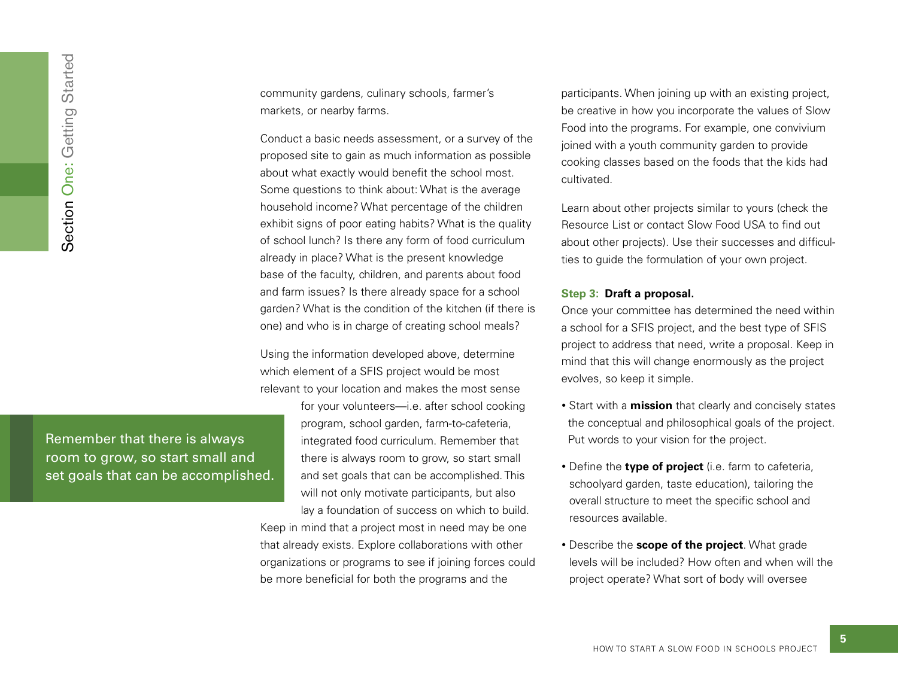community gardens, culinary schools, farmer's markets, or nearby farms.

Conduct a basic needs assessment, or a survey of the proposed site to gain as much information as possible about what exactly would benefit the school most. Some questions to think about: What is the average household income? What percentage of the children exhibit signs of poor eating habits? What is the quality of school lunch? Is there any form of food curriculum already in place? What is the present knowledge base of the faculty, children, and parents about food and farm issues? Is there already space for a school garden? What is the condition of the kitchen (if there is one) and who is in charge of creating school meals?

Using the information developed above, determine which element of a SFIS project would be most relevant to your location and makes the most sense for your volunteers—i.e. after school cooking program, school garden, farm-to-cafeteria, integrated food curriculum. Remember that there is always room to grow, so start small and set goals that can be accomplished. This will not only motivate participants, but also lay a foundation of success on which to build. Keep in mind that a project most in need may be one that already exists. Explore collaborations with other organizations or programs to see if joining forces could be more beneficial for both the programs and the participants. When joining up with an existing project, be creative in how you incorporate the values of Slow Food into the programs. For example, one convivium joined with a youth community garden to provide cooking classes based on the foods that the kids had cultivated.

> Remember that there is always room to grow, so start small and set goals that can be accomplished.

Learn about other projects similar to yours (check the Resource List or contact Slow Food USA to find out about other projects). Use their successes and difficulties to guide the formulation of your own project.

**Step 3: Draft a proposal.**

Once your committee has determined the need within a school for a SFIS project, and the best type of SFIS project to address that need, write a proposal. Keep in mind that this will change enormously as the project evolves, so keep it simple.

- Start with a **mission** that clearly and concisely states the conceptual and philosophical goals of the project. Put words to your vision for the project.
- Define the **type of project** (i.e. farm to cafeteria, schoolyard garden, taste education), tailoring the overall structure to meet the specific school and resources available.
- Describe the **scope of the project**. What grade levels will be included? How often and when will the project operate? What sort of body will oversee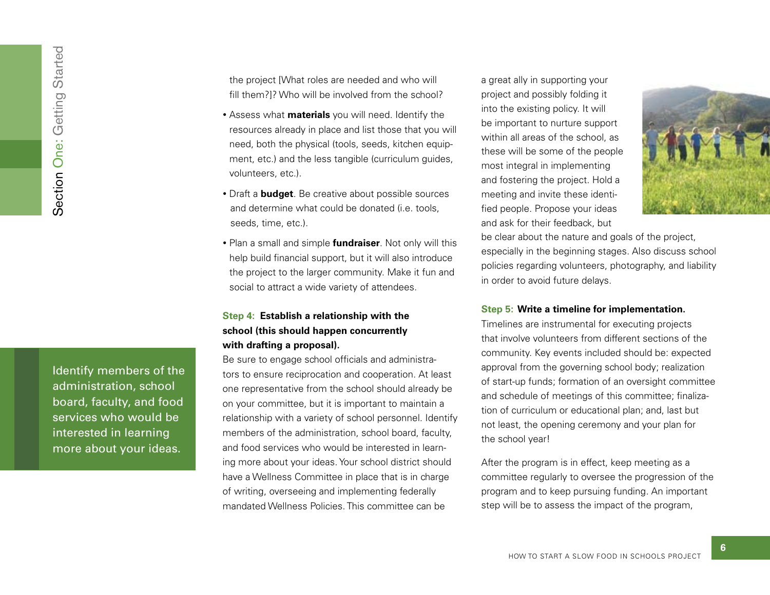the project [What roles are needed and who will fill them?]? Who will be involved from the school?

- Assess what **materials** you will need. Identify the resources already in place and list those that you will need, both the physical (tools, seeds, kitchen equipment, etc.) and the less tangible (curriculum guides, volunteers, etc.).
- Draft a **budget**. Be creative about possible sources and determine what could be donated (i.e. tools, seeds, time, etc.).
- Plan a small and simple **fundraiser**. Not only will this help build financial support, but it will also introduce the project to the larger community. Make it fun and social to attract a wide variety of attendees.

**Step 4: Establish a relationship with the school (this should happen concurrently with drafting a proposal).**

Be sure to engage school officials and administrators to ensure reciprocation and cooperation. At least one representative from the school should already be on your committee, but it is important to maintain a relationship with a variety of school personnel. Identify members of the administration, school board, faculty, and food services who would be interested in learning more about your ideas. Your school district should have a Wellness Committee in place that is in charge of writing, overseeing and implementing federally mandated Wellness Policies. This committee can be a great ally in supporting your project and possibly folding it into the existing policy. It will be important to nurture support within all areas of the school, as these will be some of the people most integral in implementing and fostering the project. Hold a meeting and invite these identified people. Propose your ideas and ask for their feedback, but be clear about the nature and goals of the project, especially in the beginning stages. Also discuss school policies regarding volunteers, photography, and liability in order to avoid future delays.

> Identify members of the administration, school board, faculty, and food services who would be interested in learning more about your ideas.

**Step 5: Write a timeline for implementation.**

Timelines are instrumental for executing projects that involve volunteers from different sections of the community. Key events included should be: expected approval from the governing school body; realization of start-up funds; formation of an oversight committee and schedule of meetings of this committee; finalization of curriculum or educational plan; and, last but not least, the opening ceremony and your plan for the school year!

After the program is in effect, keep meeting as a committee regularly to oversee the progression of the program and to keep pursuing funding. An important step will be to assess the impact of the program,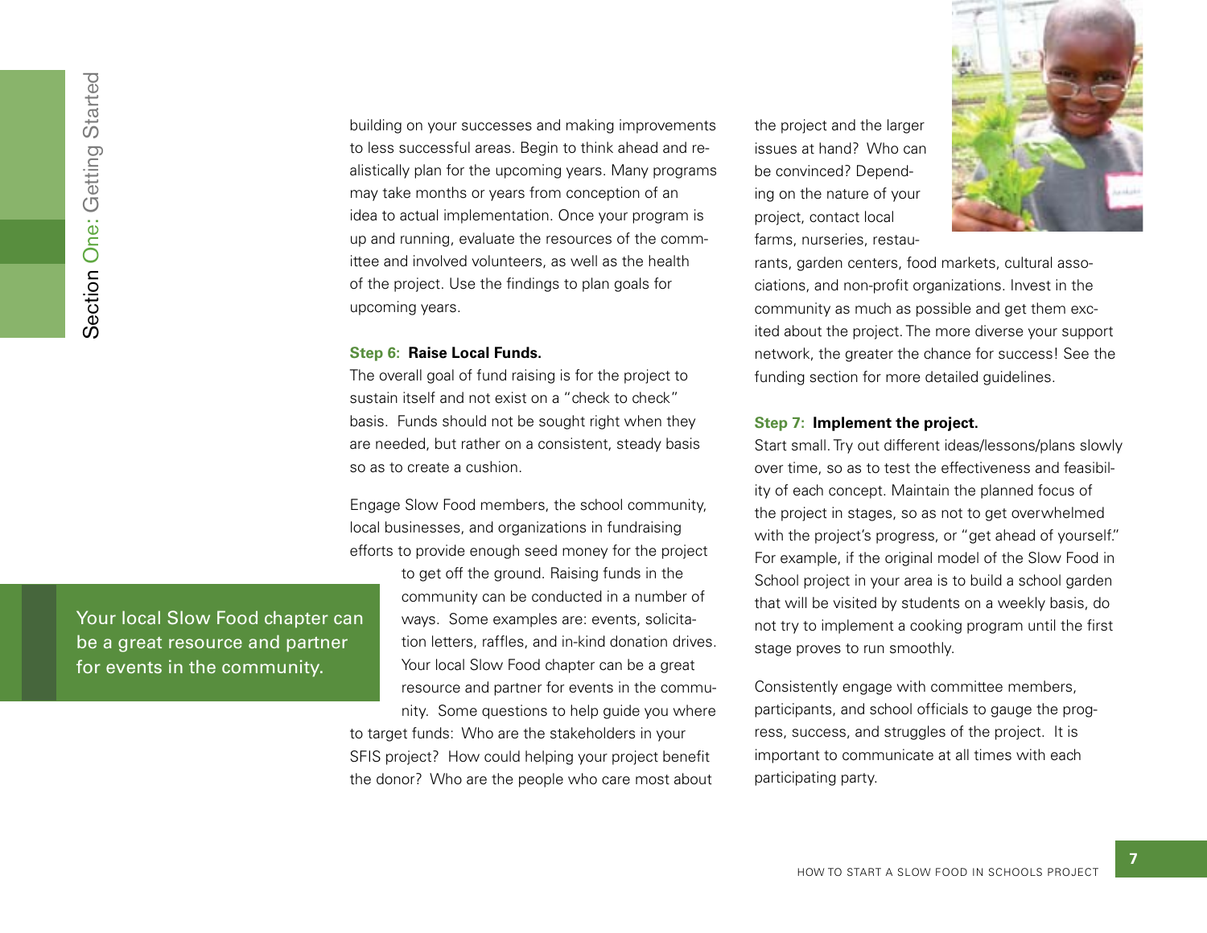building on your successes and making improvements to less successful areas. Begin to think ahead and realistically plan for the upcoming years. Many programs may take months or years from conception of an idea to actual implementation. Once your program is up and running, evaluate the resources of the committee and involved volunteers, as well as the health of the project. Use the findings to plan goals for upcoming years.

**Step 6: Raise Local Funds.**

The overall goal of fund raising is for the project to sustain itself and not exist on a "check to check" basis. Funds should not be sought right when they are needed, but rather on a consistent, steady basis so as to create a cushion.

Engage Slow Food members, the school community, local businesses, and organizations in fundraising efforts to provide enough seed money for the project to get off the ground. Raising funds in the community can be conducted in a number of ways. Some examples are: events, solicitation letters, raffles, and in-kind donation drives. Your local Slow Food chapter can be a great resource and partner for events in the community. Some questions to help guide you where to target funds: Who are the stakeholders in your SFIS project? How could helping your project benefit the donor? Who are the people who care most about the project and the larger issues at hand? Who can be convinced? Depending on the nature of your project, contact local farms, nurseries, restaurants, garden centers, food markets, cultural associations, and non-profit organizations. Invest in the community as much as possible and get them excited about the project. The more diverse your support network, the greater the chance for success! See the funding section for more detailed guidelines.

> Your local Slow Food chapter can be a great resource and partner for events in the community.

**Step 7: Implement the project.**

Start small. Try out different ideas/lessons/plans slowly over time, so as to test the effectiveness and feasibility of each concept. Maintain the planned focus of the project in stages, so as not to get overwhelmed with the project's progress, or "get ahead of yourself." For example, if the original model of the Slow Food in School project in your area is to build a school garden that will be visited by students on a weekly basis, do not try to implement a cooking program until the first stage proves to run smoothly.

Consistently engage with committee members, participants, and school officials to gauge the progress, success, and struggles of the project. It is important to communicate at all times with each participating party.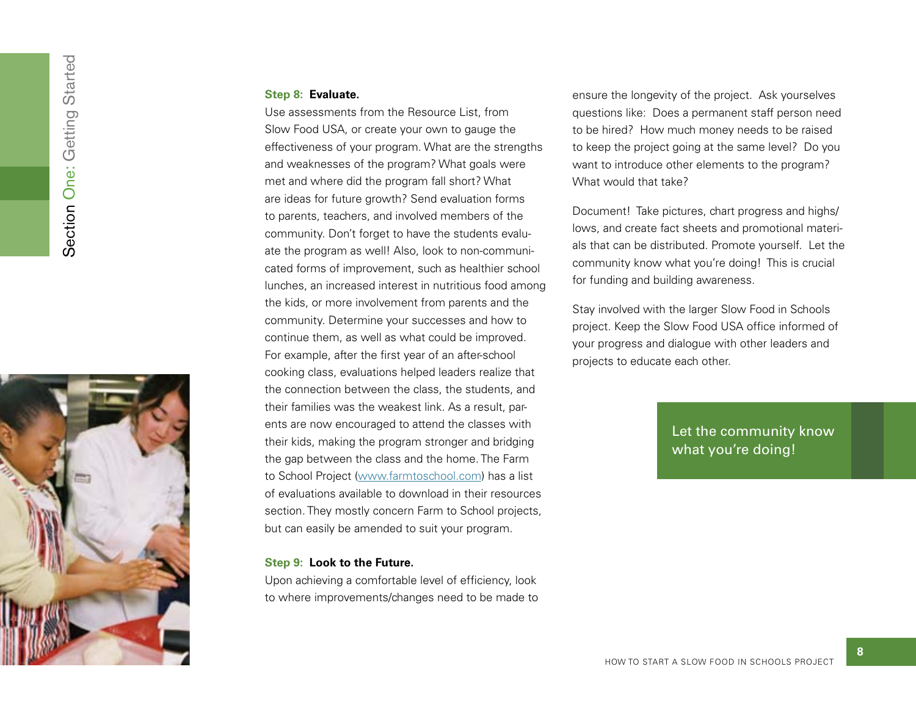**Step 8: Evaluate.**

Use assessments from the Resource List, from Slow Food USA, or create your own to gauge the effectiveness of your program. What are the strengths and weaknesses of the program? What goals were met and where did the program fall short? What are ideas for future growth? Send evaluation forms to parents, teachers, and involved members of the community. Don't forget to have the students evaluate the program as well! Also, look to non-communicated forms of improvement, such as healthier school lunches, an increased interest in nutritious food among the kids, or more involvement from parents and the community. Determine your successes and how to continue them, as well as what could be improved. For example, after the first year of an after-school cooking class, evaluations helped leaders realize that the connection between the class, the students, and their families was the weakest link. As a result, parents are now encouraged to attend the classes with their kids, making the program stronger and bridging the gap between the class and the home. The Farm to School Project (www.farmtoschool.com) has a list of evaluations available to download in their resources section. They mostly concern Farm to School projects, but can easily be amended to suit your program.

**Step 9: Look to the Future.**

Upon achieving a comfortable level of efficiency, look to where improvements/changes need to be made to ensure the longevity of the project. Ask yourselves questions like: Does a permanent staff person need to be hired? How much money needs to be raised to keep the project going at the same level? Do you want to introduce other elements to the program? What would that take?

Document! Take pictures, chart progress and highs/lows, and create fact sheets and promotional materials that can be distributed. Promote yourself. Let the community know what you're doing! This is crucial for funding and building awareness.

Stay involved with the larger Slow Food in Schools project. Keep the Slow Food USA office informed of your progress and dialogue with other leaders and projects to educate each other.

Let the community know what you're doing!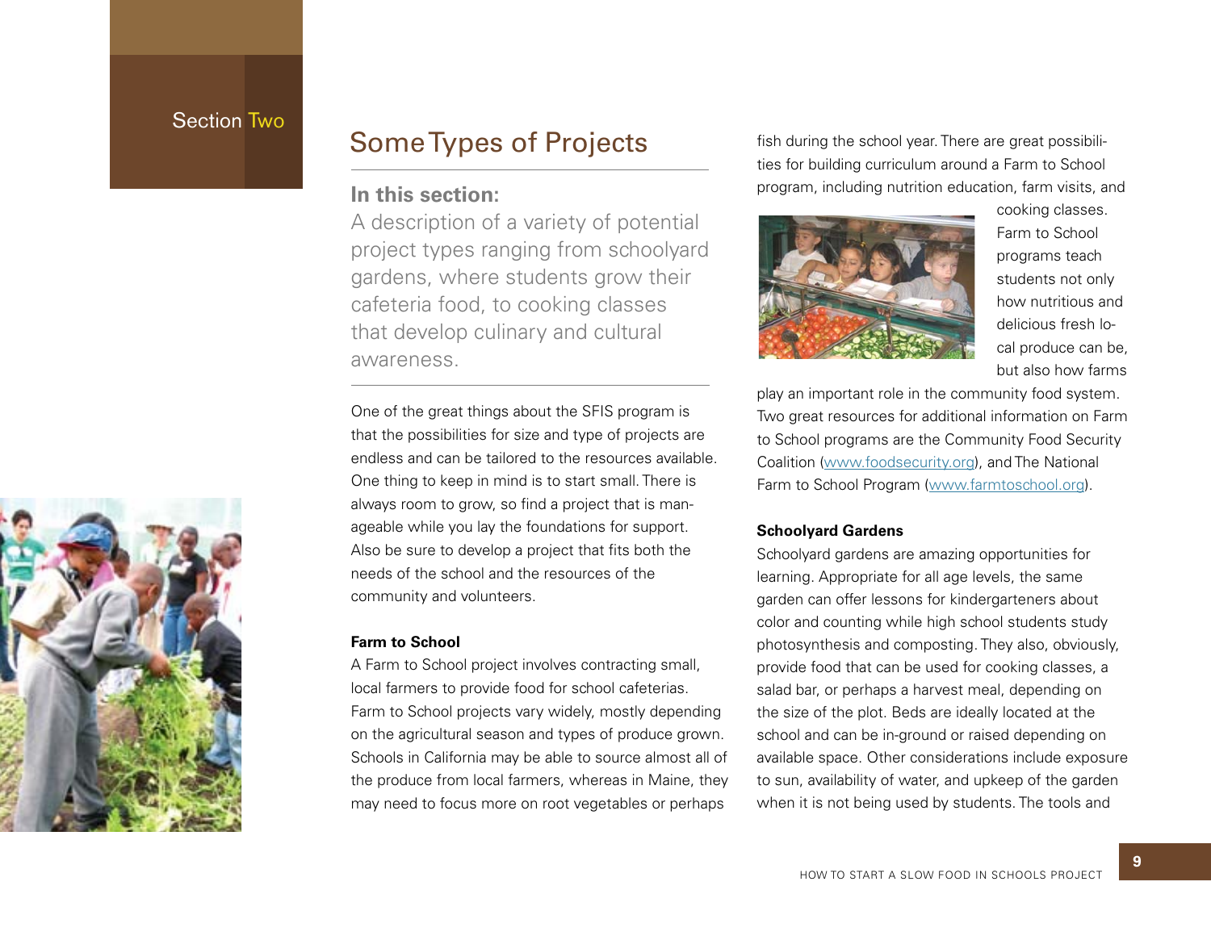Section Two

# Some Types of Projects

**In this section:**

A description of a variety of potential project types ranging from schoolyard gardens, where students grow their cafeteria food, to cooking classes that develop culinary and cultural awareness.

One of the great things about the SFIS program is that the possibilities for size and type of projects are endless and can be tailored to the resources available. One thing to keep in mind is to start small. There is always room to grow, so find a project that is manageable while you lay the foundations for support. Also be sure to develop a project that fits both the needs of the school and the resources of the community and volunteers.

### Farm to School

A Farm to School project involves contracting small, local farmers to provide food for school cafeterias. Farm to School projects vary widely, mostly depending on the agricultural season and types of produce grown. Schools in California may be able to source almost all of the produce from local farmers, whereas in Maine, they may need to focus more on root vegetables or perhaps fish during the school year. There are great possibilities for building curriculum around a Farm to School program, including nutrition education, farm visits, and cooking classes. Farm to School programs teach students not only how nutritious and delicious fresh local produce can be, but also how farms play an important role in the community food system. Two great resources for additional information on Farm to School programs are the Community Food Security Coalition (www.foodsecurity.org), and The National Farm to School Program (www.farmtoschool.org).

### Schoolyard Gardens

Schoolyard gardens are amazing opportunities for learning. Appropriate for all age levels, the same garden can offer lessons for kindergarteners about color and counting while high school students study photosynthesis and composting. They also, obviously, provide food that can be used for cooking classes, a salad bar, or perhaps a harvest meal, depending on the size of the plot. Beds are ideally located at the school and can be in-ground or raised depending on available space. Other considerations include exposure to sun, availability of water, and upkeep of the garden when it is not being used by students. The tools and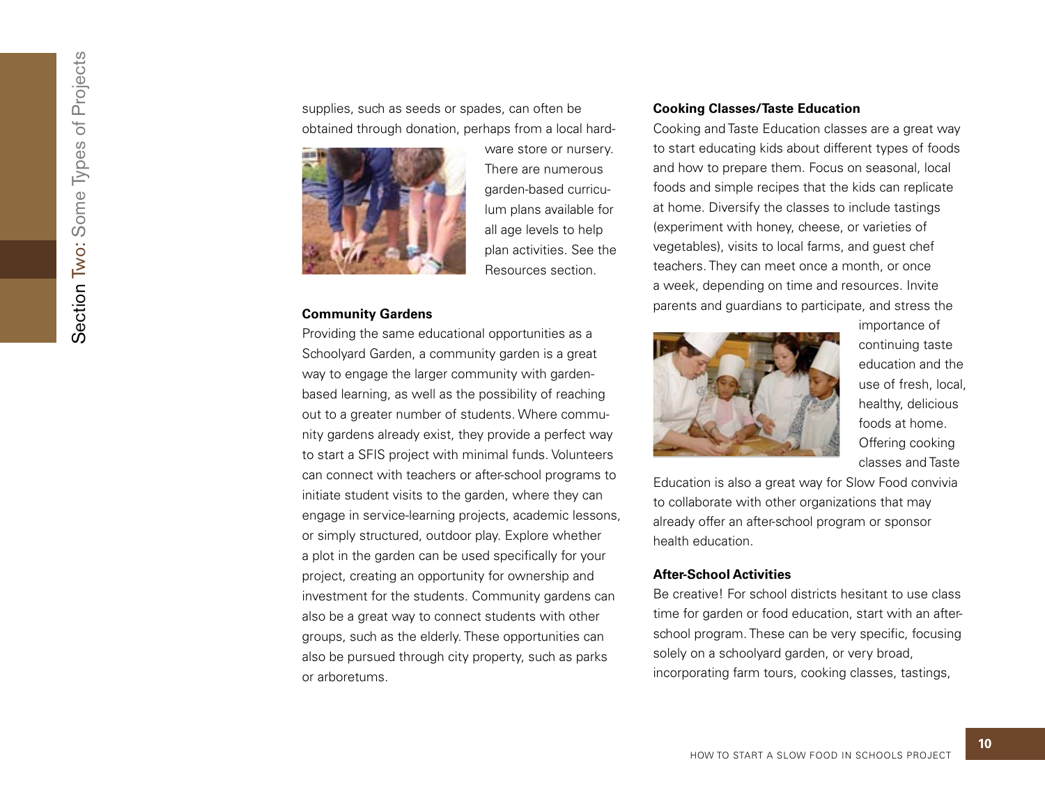supplies, such as seeds or spades, can often be obtained through donation, perhaps from a local hardware store or nursery. There are numerous garden-based curriculum plans available for all age levels to help plan activities. See the Resources section.

### Community Gardens

Providing the same educational opportunities as a Schoolyard Garden, a community garden is a great way to engage the larger community with garden-based learning, as well as the possibility of reaching out to a greater number of students. Where community gardens already exist, they provide a perfect way to start a SFIS project with minimal funds. Volunteers can connect with teachers or after-school programs to initiate student visits to the garden, where they can engage in service-learning projects, academic lessons, or simply structured, outdoor play. Explore whether a plot in the garden can be used specifically for your project, creating an opportunity for ownership and investment for the students. Community gardens can also be a great way to connect students with other groups, such as the elderly. These opportunities can also be pursued through city property, such as parks or arboretums.

### Cooking Classes/Taste Education

Cooking and Taste Education classes are a great way to start educating kids about different types of foods and how to prepare them. Focus on seasonal, local foods and simple recipes that the kids can replicate at home. Diversify the classes to include tastings (experiment with honey, cheese, or varieties of vegetables), visits to local farms, and guest chef teachers. They can meet once a month, or once a week, depending on time and resources. Invite parents and guardians to participate, and stress the importance of continuing taste education and the use of fresh, local, healthy, delicious foods at home. Offering cooking classes and Taste Education is also a great way for Slow Food convivia to collaborate with other organizations that may already offer an after-school program or sponsor health education.

### After-School Activities

Be creative! For school districts hesitant to use class time for garden or food education, start with an after-school program. These can be very specific, focusing solely on a schoolyard garden, or very broad, incorporating farm tours, cooking classes, tastings,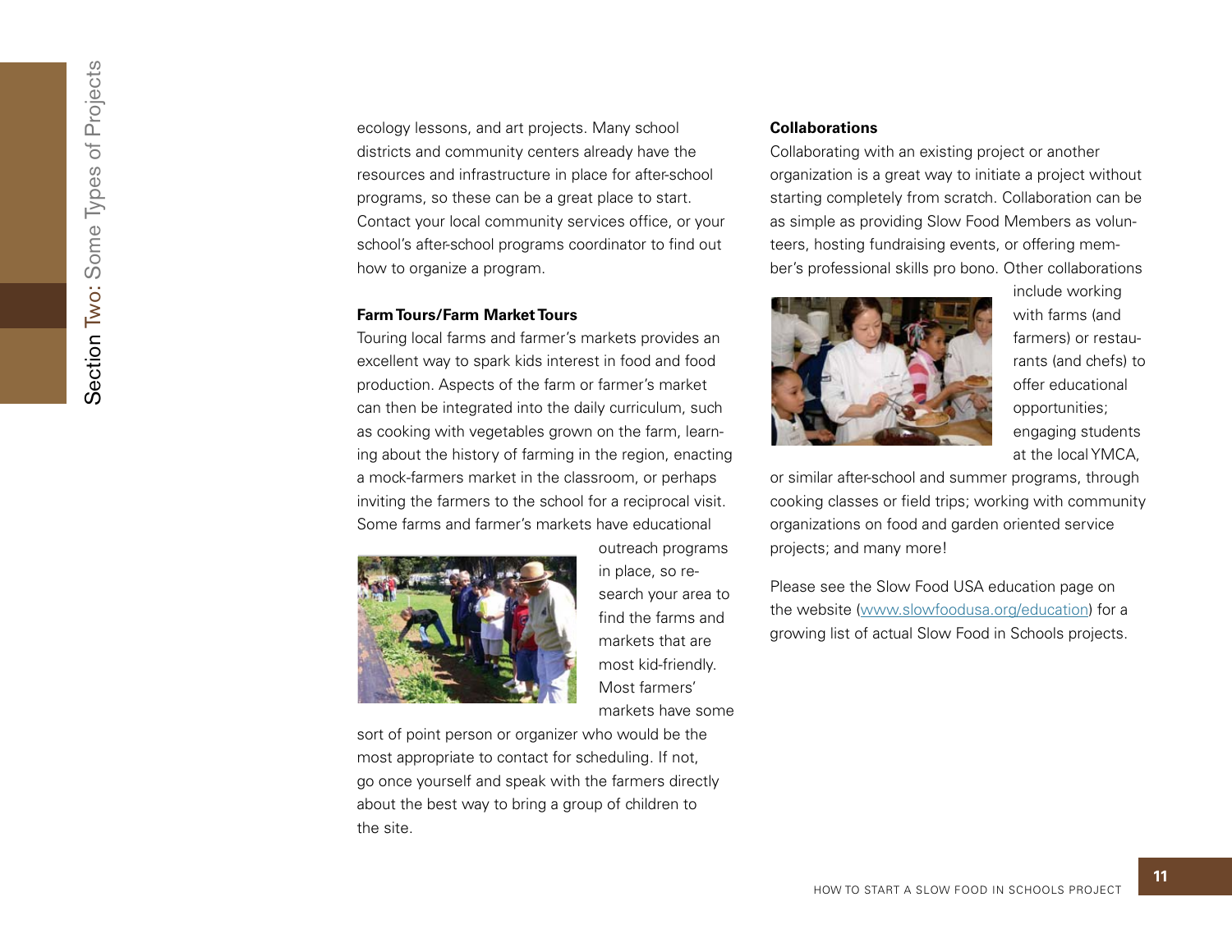ecology lessons, and art projects. Many school districts and community centers already have the resources and infrastructure in place for after-school programs, so these can be a great place to start. Contact your local community services office, or your school's after-school programs coordinator to find out how to organize a program.

**Farm Tours/Farm Market Tours**

Touring local farms and farmer's markets provides an excellent way to spark kids interest in food and food production. Aspects of the farm or farmer's market can then be integrated into the daily curriculum, such as cooking with vegetables grown on the farm, learning about the history of farming in the region, enacting a mock-farmers market in the classroom, or perhaps inviting the farmers to the school for a reciprocal visit. Some farms and farmer's markets have educational outreach programs in place, so research your area to find the farms and markets that are most kid-friendly. Most farmers' markets have some sort of point person or organizer who would be the most appropriate to contact for scheduling. If not, go once yourself and speak with the farmers directly about the best way to bring a group of children to the site.

**Collaborations**

Collaborating with an existing project or another organization is a great way to initiate a project without starting completely from scratch. Collaboration can be as simple as providing Slow Food Members as volunteers, hosting fundraising events, or offering member's professional skills pro bono. Other collaborations include working with farms (and farmers) or restaurants (and chefs) to offer educational opportunities; engaging students at the local YMCA, or similar after-school and summer programs, through cooking classes or field trips; working with community organizations on food and garden oriented service projects; and many more!

Please see the Slow Food USA education page on the website (www.slowfoodusa.org/education) for a growing list of actual Slow Food in Schools projects.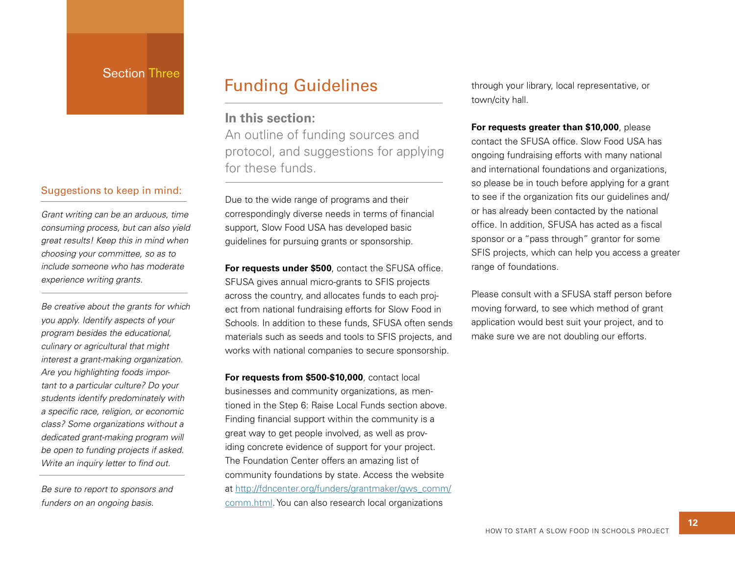Section Three

# Funding Guidelines

**In this section:**
An outline of funding sources and protocol, and suggestions for applying for these funds.

Due to the wide range of programs and their correspondingly diverse needs in terms of financial support, Slow Food USA has developed basic guidelines for pursuing grants or sponsorship.

**For requests under $500**, contact the SFUSA office. SFUSA gives annual micro-grants to SFIS projects across the country, and allocates funds to each project from national fundraising efforts for Slow Food in Schools. In addition to these funds, SFUSA often sends materials such as seeds and tools to SFIS projects, and works with national companies to secure sponsorship.

**For requests from $500-$10,000**, contact local businesses and community organizations, as mentioned in the Step 6: Raise Local Funds section above. Finding financial support within the community is a great way to get people involved, as well as providing concrete evidence of support for your project. The Foundation Center offers an amazing list of community foundations by state. Access the website at http://fdncenter.org/funders/grantmaker/gws_comm/comm.html. You can also research local organizations through your library, local representative, or town/city hall.

**For requests greater than $10,000**, please contact the SFUSA office. Slow Food USA has ongoing fundraising efforts with many national and international foundations and organizations, so please be in touch before applying for a grant to see if the organization fits our guidelines and/or has already been contacted by the national office. In addition, SFUSA has acted as a fiscal sponsor or a "pass through" grantor for some SFIS projects, which can help you access a greater range of foundations.

Please consult with a SFUSA staff person before moving forward, to see which method of grant application would best suit your project, and to make sure we are not doubling our efforts.

## Suggestions to keep in mind:

*Grant writing can be an arduous, time consuming process, but can also yield great results! Keep this in mind when choosing your committee, so as to include someone who has moderate experience writing grants.*

*Be creative about the grants for which you apply. Identify aspects of your program besides the educational, culinary or agricultural that might interest a grant-making organization. Are you highlighting foods important to a particular culture? Do your students identify predominately with a specific race, religion, or economic class? Some organizations without a dedicated grant-making program will be open to funding projects if asked. Write an inquiry letter to find out.*

*Be sure to report to sponsors and funders on an ongoing basis.*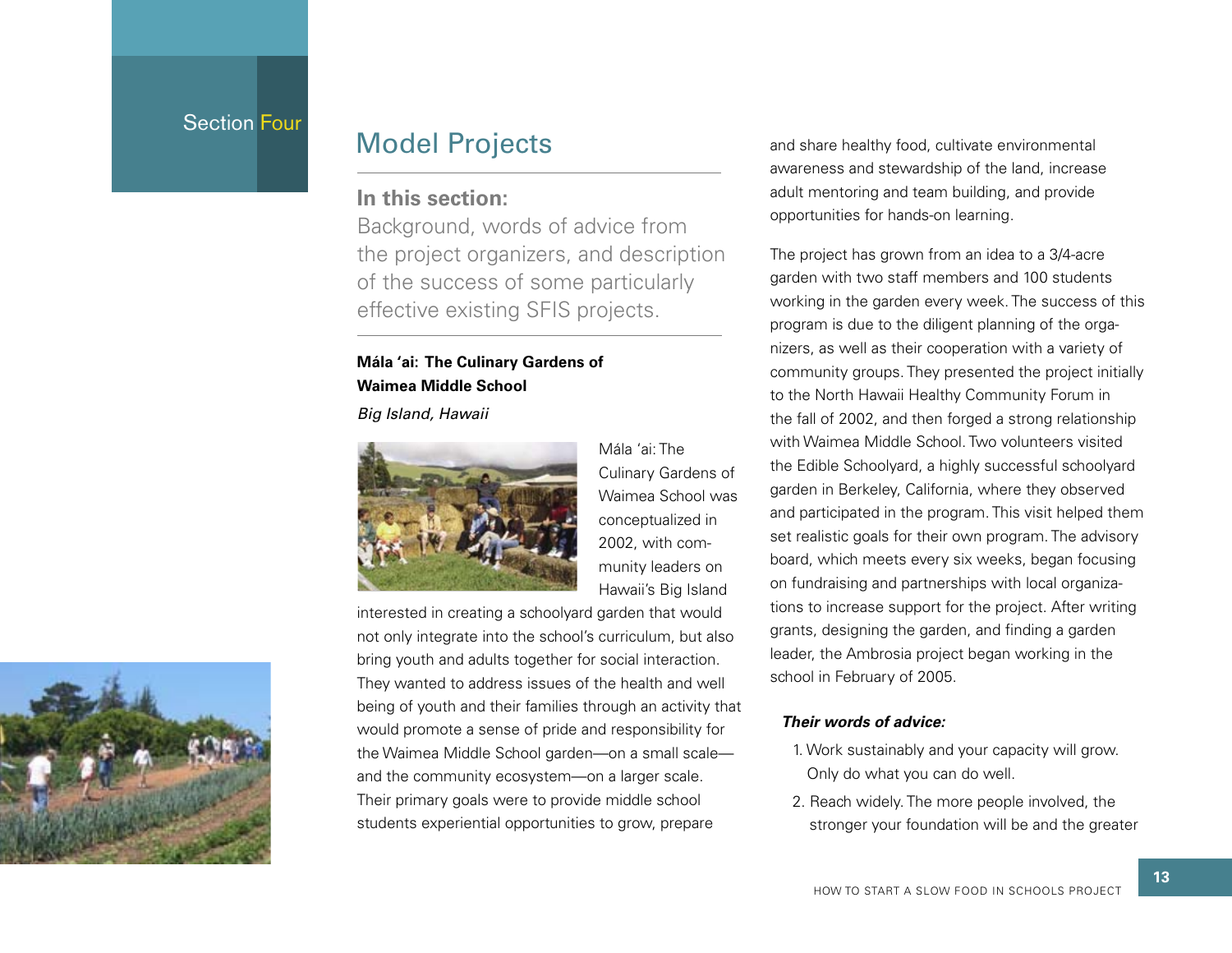Section Four

# Model Projects

**In this section:**
Background, words of advice from the project organizers, and description of the success of some particularly effective existing SFIS projects.

### Mála ʻai: The Culinary Gardens of Waimea Middle School

*Big Island, Hawaii*

Mála ʻai: The Culinary Gardens of Waimea School was conceptualized in 2002, with community leaders on Hawaii's Big Island interested in creating a schoolyard garden that would not only integrate into the school's curriculum, but also bring youth and adults together for social interaction. They wanted to address issues of the health and well being of youth and their families through an activity that would promote a sense of pride and responsibility for the Waimea Middle School garden—on a small scale—and the community ecosystem—on a larger scale. Their primary goals were to provide middle school students experiential opportunities to grow, prepare and share healthy food, cultivate environmental awareness and stewardship of the land, increase adult mentoring and team building, and provide opportunities for hands-on learning.

The project has grown from an idea to a 3/4-acre garden with two staff members and 100 students working in the garden every week. The success of this program is due to the diligent planning of the organizers, as well as their cooperation with a variety of community groups. They presented the project initially to the North Hawaii Healthy Community Forum in the fall of 2002, and then forged a strong relationship with Waimea Middle School. Two volunteers visited the Edible Schoolyard, a highly successful schoolyard garden in Berkeley, California, where they observed and participated in the program. This visit helped them set realistic goals for their own program. The advisory board, which meets every six weeks, began focusing on fundraising and partnerships with local organizations to increase support for the project. After writing grants, designing the garden, and finding a garden leader, the Ambrosia project began working in the school in February of 2005.

***Their words of advice:***

1. Work sustainably and your capacity will grow. Only do what you can do well.
2. Reach widely. The more people involved, the stronger your foundation will be and the greater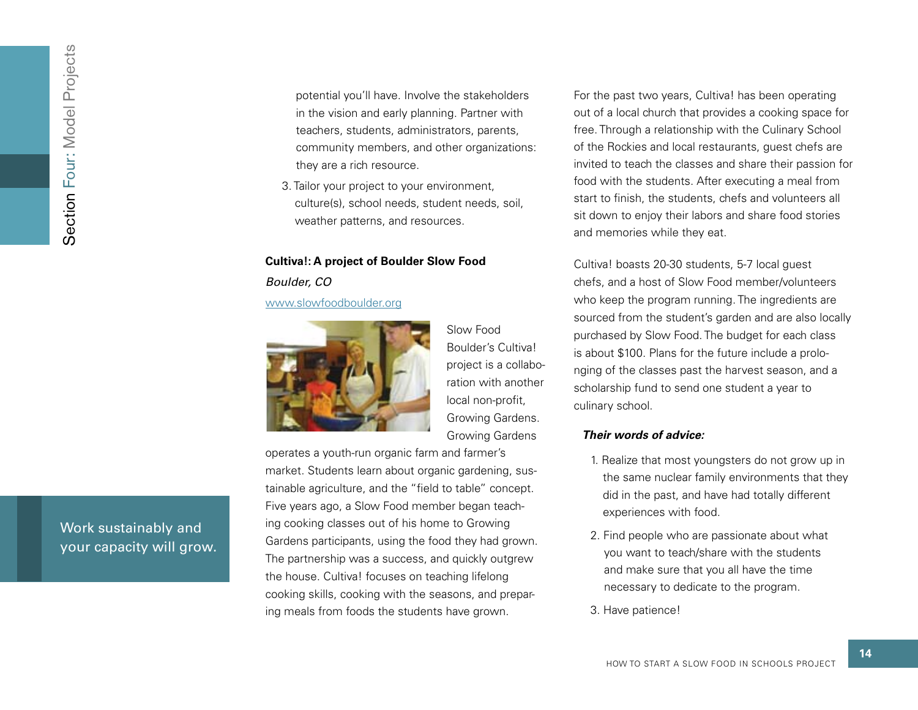potential you'll have. Involve the stakeholders in the vision and early planning. Partner with teachers, students, administrators, parents, community members, and other organizations: they are a rich resource.

3. Tailor your project to your environment, culture(s), school needs, student needs, soil, weather patterns, and resources.

**Cultiva!: A project of Boulder Slow Food**

*Boulder, CO*

www.slowfoodboulder.org

Slow Food Boulder's Cultiva! project is a collaboration with another local non-profit, Growing Gardens. Growing Gardens operates a youth-run organic farm and farmer's market. Students learn about organic gardening, sustainable agriculture, and the "field to table" concept. Five years ago, a Slow Food member began teaching cooking classes out of his home to Growing Gardens participants, using the food they had grown. The partnership was a success, and quickly outgrew the house. Cultiva! focuses on teaching lifelong cooking skills, cooking with the seasons, and preparing meals from foods the students have grown.

For the past two years, Cultiva! has been operating out of a local church that provides a cooking space for free. Through a relationship with the Culinary School of the Rockies and local restaurants, guest chefs are invited to teach the classes and share their passion for food with the students. After executing a meal from start to finish, the students, chefs and volunteers all sit down to enjoy their labors and share food stories and memories while they eat.

Cultiva! boasts 20-30 students, 5-7 local guest chefs, and a host of Slow Food member/volunteers who keep the program running. The ingredients are sourced from the student's garden and are also locally purchased by Slow Food. The budget for each class is about $100. Plans for the future include a prolonging of the classes past the harvest season, and a scholarship fund to send one student a year to culinary school.

***Their words of advice:***

1. Realize that most youngsters do not grow up in the same nuclear family environments that they did in the past, and have had totally different experiences with food.
2. Find people who are passionate about what you want to teach/share with the students and make sure that you all have the time necessary to dedicate to the program.
3. Have patience!

Work sustainably and your capacity will grow.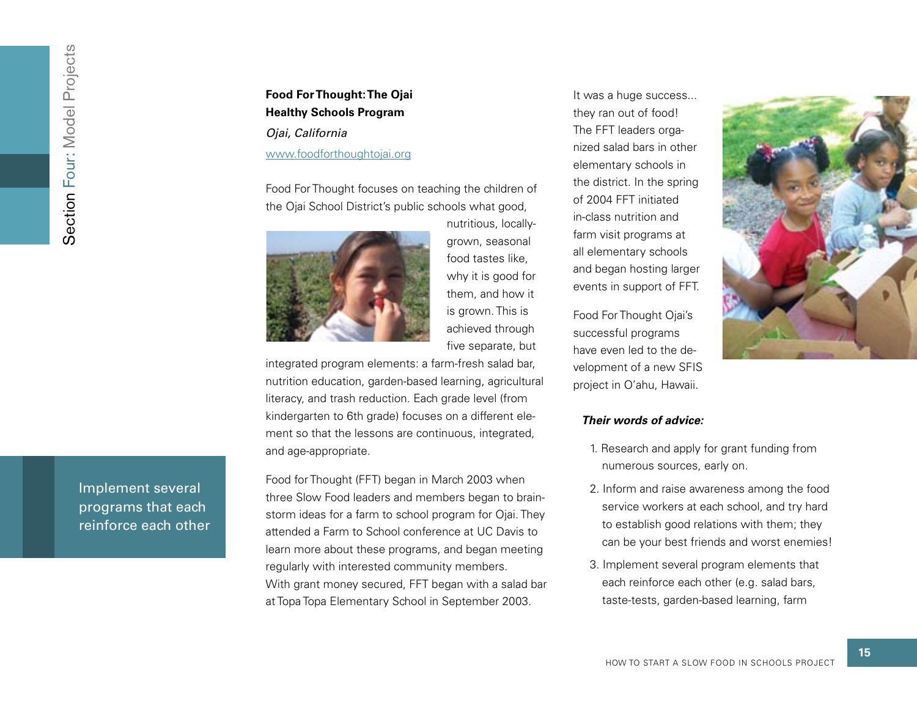**Food For Thought: The Ojai Healthy Schools Program**

*Ojai, California*

www.foodforthoughtojai.org

Food For Thought focuses on teaching the children of the Ojai School District's public schools what good, nutritious, locally-grown, seasonal food tastes like, why it is good for them, and how it is grown. This is achieved through five separate, but integrated program elements: a farm-fresh salad bar, nutrition education, garden-based learning, agricultural literacy, and trash reduction. Each grade level (from kindergarten to 6th grade) focuses on a different element so that the lessons are continuous, integrated, and age-appropriate.

Food for Thought (FFT) began in March 2003 when three Slow Food leaders and members began to brainstorm ideas for a farm to school program for Ojai. They attended a Farm to School conference at UC Davis to learn more about these programs, and began meeting regularly with interested community members. With grant money secured, FFT began with a salad bar at Topa Topa Elementary School in September 2003.

It was a huge success... they ran out of food! The FFT leaders organized salad bars in other elementary schools in the district. In the spring of 2004 FFT initiated in-class nutrition and farm visit programs at all elementary schools and began hosting larger events in support of FFT.

Food For Thought Ojai's successful programs have even led to the development of a new SFIS project in O'ahu, Hawaii.

Implement several programs that each reinforce each other

***Their words of advice:***

1. Research and apply for grant funding from numerous sources, early on.
2. Inform and raise awareness among the food service workers at each school, and try hard to establish good relations with them; they can be your best friends and worst enemies!
3. Implement several program elements that each reinforce each other (e.g. salad bars, taste-tests, garden-based learning, farm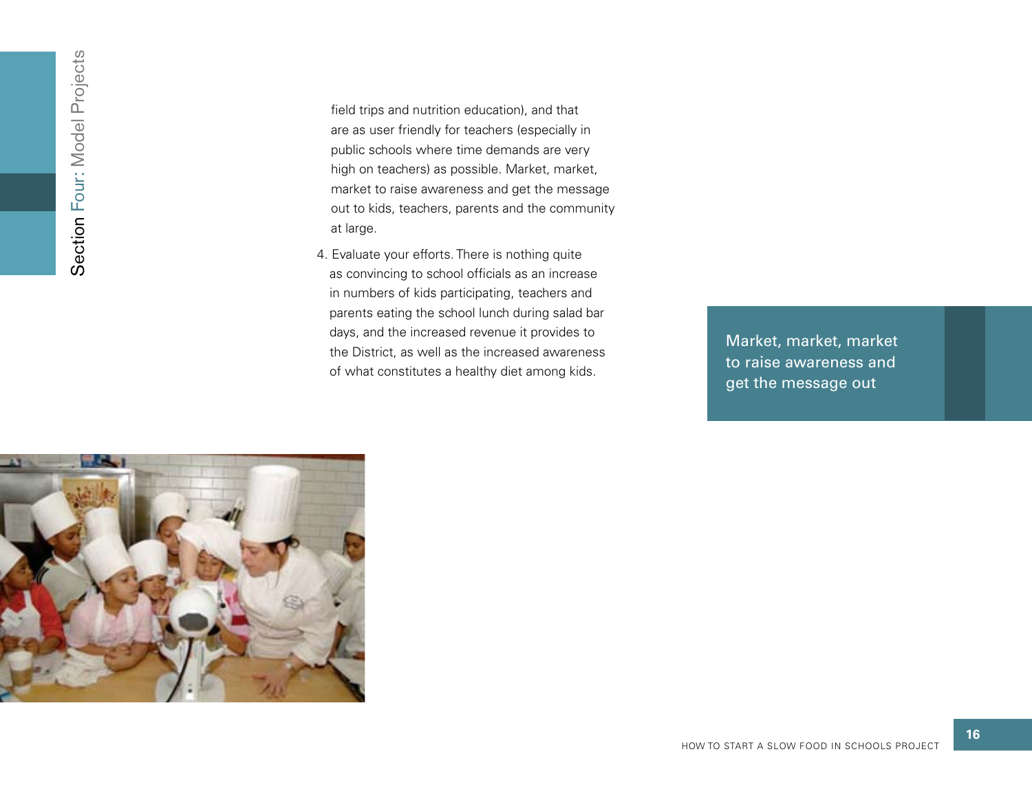field trips and nutrition education), and that are as user friendly for teachers (especially in public schools where time demands are very high on teachers) as possible. Market, market, market to raise awareness and get the message out to kids, teachers, parents and the community at large.

4. Evaluate your efforts. There is nothing quite as convincing to school officials as an increase in numbers of kids participating, teachers and parents eating the school lunch during salad bar days, and the increased revenue it provides to the District, as well as the increased awareness of what constitutes a healthy diet among kids.

> Market, market, market to raise awareness and get the message out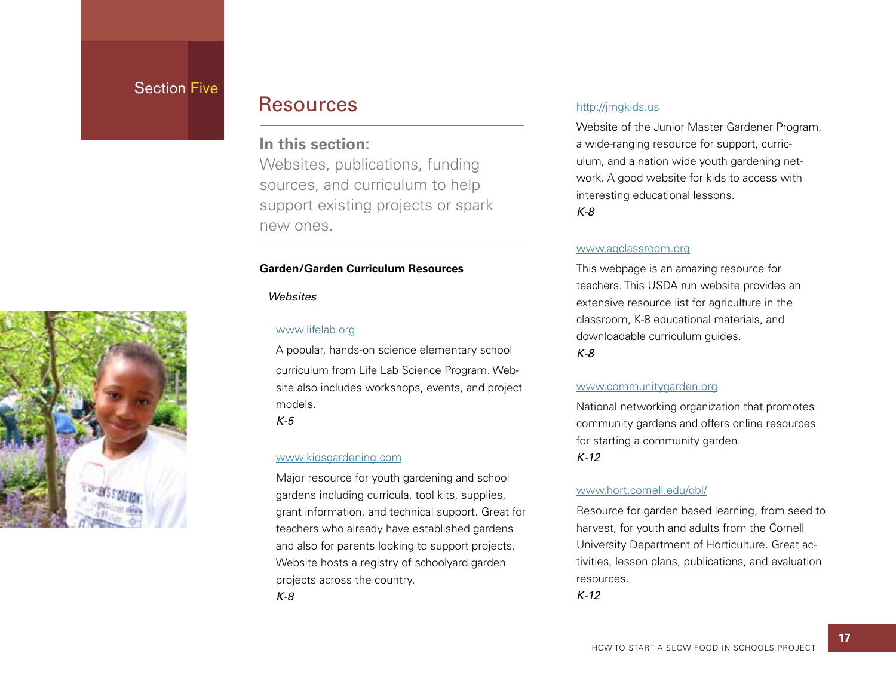Section Five

# Resources

**In this section:**
Websites, publications, funding sources, and curriculum to help support existing projects or spark new ones.

### Garden/Garden Curriculum Resources

*Websites*

www.lifelab.org

A popular, hands-on science elementary school curriculum from Life Lab Science Program. Website also includes workshops, events, and project models.
*K-5*

www.kidsgardening.com

Major resource for youth gardening and school gardens including curricula, tool kits, supplies, grant information, and technical support. Great for teachers who already have established gardens and also for parents looking to support projects. Website hosts a registry of schoolyard garden projects across the country.
*K-8*

http://jmgkids.us

Website of the Junior Master Gardener Program, a wide-ranging resource for support, curriculum, and a nation wide youth gardening network. A good website for kids to access with interesting educational lessons.
*K-8*

www.agclassroom.org

This webpage is an amazing resource for teachers. This USDA run website provides an extensive resource list for agriculture in the classroom, K-8 educational materials, and downloadable curriculum guides.
*K-8*

www.communitygarden.org

National networking organization that promotes community gardens and offers online resources for starting a community garden.
*K-12*

www.hort.cornell.edu/gbl/

Resource for garden based learning, from seed to harvest, for youth and adults from the Cornell University Department of Horticulture. Great activities, lesson plans, publications, and evaluation resources.
*K-12*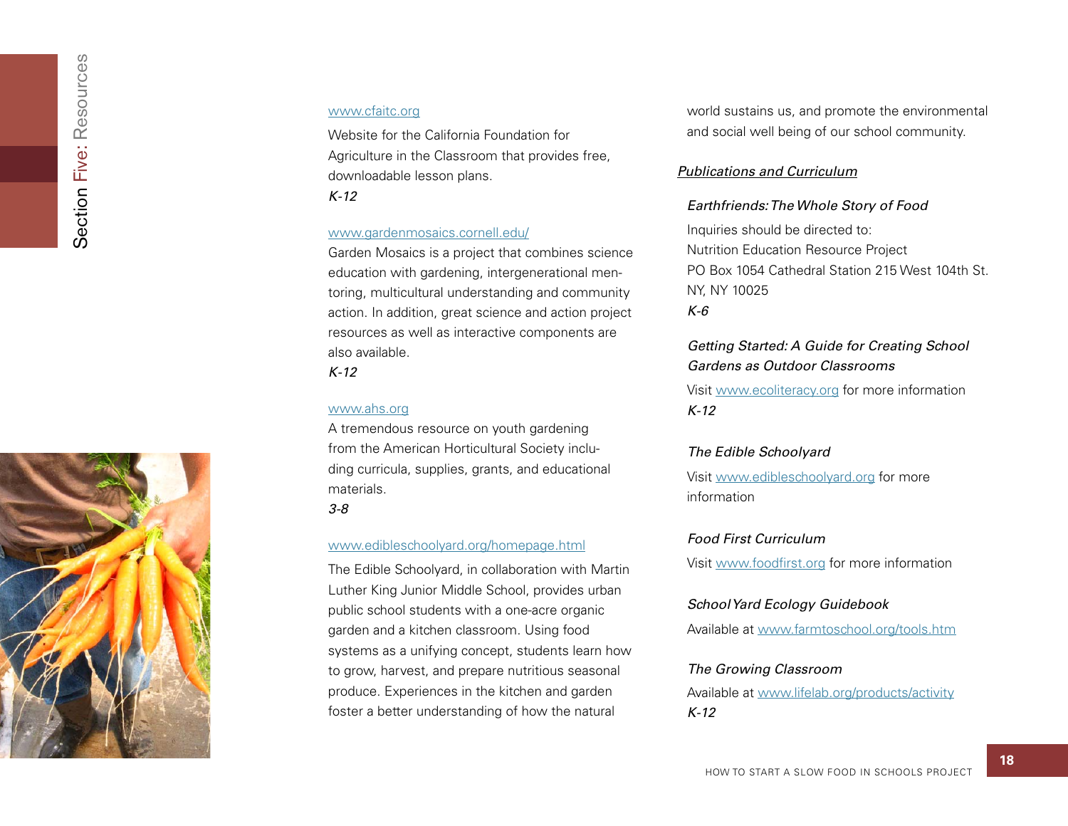www.cfaitc.org

Website for the California Foundation for Agriculture in the Classroom that provides free, downloadable lesson plans.
*K-12*

www.gardenmosaics.cornell.edu/

Garden Mosaics is a project that combines science education with gardening, intergenerational mentoring, multicultural understanding and community action. In addition, great science and action project resources as well as interactive components are also available.
*K-12*

www.ahs.org

A tremendous resource on youth gardening from the American Horticultural Society including curricula, supplies, grants, and educational materials.
*3-8*

www.edibleschoolyard.org/homepage.html

The Edible Schoolyard, in collaboration with Martin Luther King Junior Middle School, provides urban public school students with a one-acre organic garden and a kitchen classroom. Using food systems as a unifying concept, students learn how to grow, harvest, and prepare nutritious seasonal produce. Experiences in the kitchen and garden foster a better understanding of how the natural world sustains us, and promote the environmental and social well being of our school community.

## *Publications and Curriculum*

### *Earthfriends: The Whole Story of Food*

Inquiries should be directed to:
Nutrition Education Resource Project
PO Box 1054 Cathedral Station 215 West 104th St.
NY, NY 10025
*K-6*

### *Getting Started: A Guide for Creating School Gardens as Outdoor Classrooms*

Visit www.ecoliteracy.org for more information
*K-12*

### *The Edible Schoolyard*

Visit www.edibleschoolyard.org for more information

### *Food First Curriculum*

Visit www.foodfirst.org for more information

### *School Yard Ecology Guidebook*

Available at www.farmtoschool.org/tools.htm

### *The Growing Classroom*

Available at www.lifelab.org/products/activity
*K-12*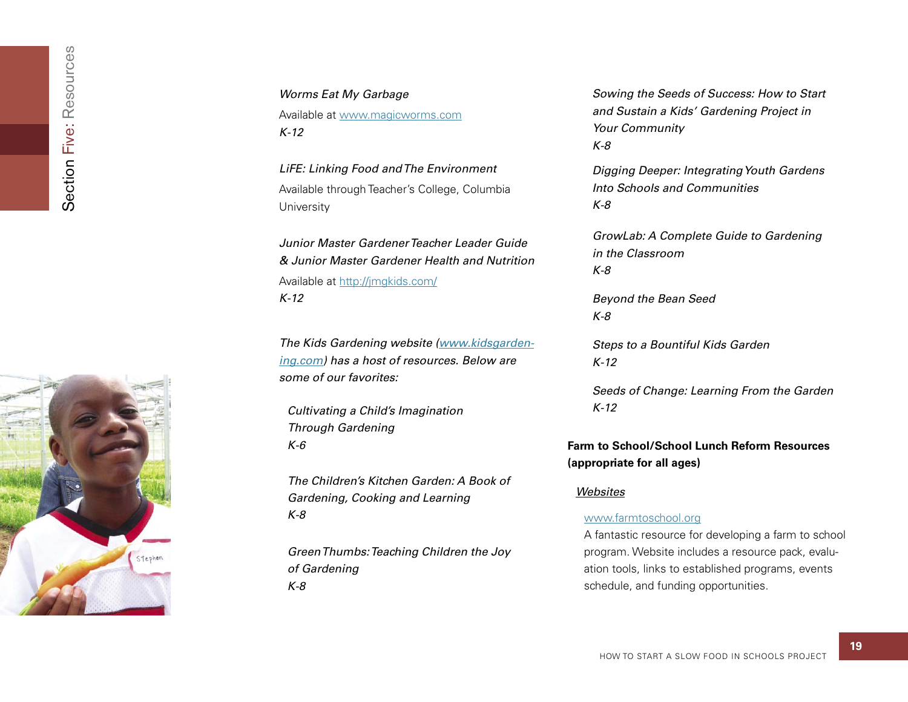*Worms Eat My Garbage*

Available at www.magicworms.com

*K-12*

*LiFE: Linking Food and The Environment*

Available through Teacher's College, Columbia University

*Junior Master Gardener Teacher Leader Guide & Junior Master Gardener Health and Nutrition*

Available at http://jmgkids.com/

*K-12*

*The Kids Gardening website (www.kidsgardening.com) has a host of resources. Below are some of our favorites:*

*Cultivating a Child's Imagination Through Gardening*
*K-6*

*The Children's Kitchen Garden: A Book of Gardening, Cooking and Learning*
*K-8*

*Green Thumbs: Teaching Children the Joy of Gardening*
*K-8*

*Sowing the Seeds of Success: How to Start and Sustain a Kids' Gardening Project in Your Community*
*K-8*

*Digging Deeper: Integrating Youth Gardens Into Schools and Communities*
*K-8*

*GrowLab: A Complete Guide to Gardening in the Classroom*
*K-8*

*Beyond the Bean Seed*
*K-8*

*Steps to a Bountiful Kids Garden*
*K-12*

*Seeds of Change: Learning From the Garden*
*K-12*

**Farm to School/School Lunch Reform Resources (appropriate for all ages)**

*Websites*

www.farmtoschool.org
A fantastic resource for developing a farm to school program. Website includes a resource pack, evaluation tools, links to established programs, events schedule, and funding opportunities.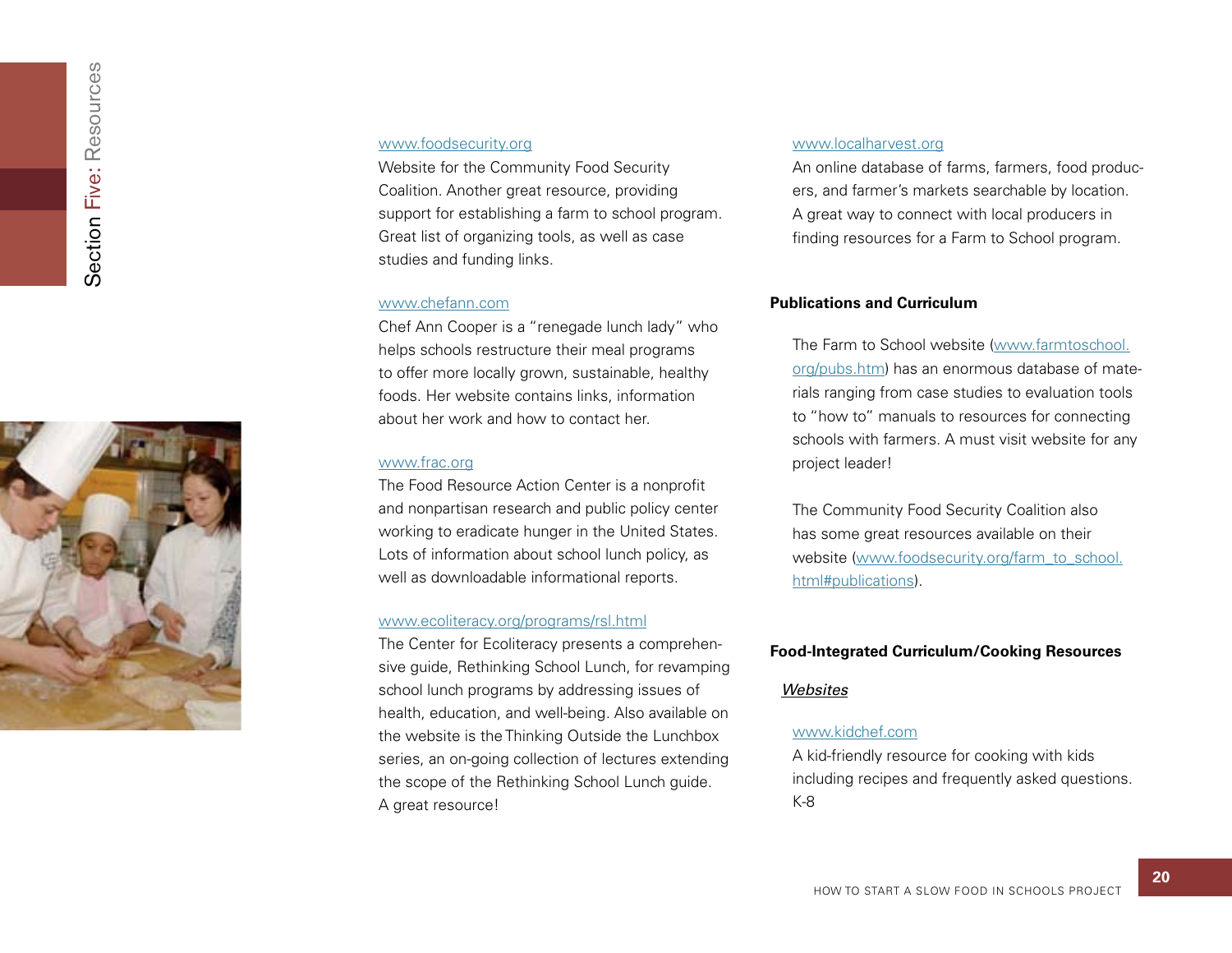www.foodsecurity.org
Website for the Community Food Security Coalition. Another great resource, providing support for establishing a farm to school program. Great list of organizing tools, as well as case studies and funding links.

www.chefann.com
Chef Ann Cooper is a "renegade lunch lady" who helps schools restructure their meal programs to offer more locally grown, sustainable, healthy foods. Her website contains links, information about her work and how to contact her.

www.frac.org
The Food Resource Action Center is a nonprofit and nonpartisan research and public policy center working to eradicate hunger in the United States. Lots of information about school lunch policy, as well as downloadable informational reports.

www.ecoliteracy.org/programs/rsl.html
The Center for Ecoliteracy presents a comprehensive guide, Rethinking School Lunch, for revamping school lunch programs by addressing issues of health, education, and well-being. Also available on the website is the Thinking Outside the Lunchbox series, an on-going collection of lectures extending the scope of the Rethinking School Lunch guide. A great resource!

www.localharvest.org
An online database of farms, farmers, food producers, and farmer's markets searchable by location. A great way to connect with local producers in finding resources for a Farm to School program.

**Publications and Curriculum**

The Farm to School website (www.farmtoschool.org/pubs.htm) has an enormous database of materials ranging from case studies to evaluation tools to "how to" manuals to resources for connecting schools with farmers. A must visit website for any project leader!

The Community Food Security Coalition also has some great resources available on their website (www.foodsecurity.org/farm_to_school.html#publications).

**Food-Integrated Curriculum/Cooking Resources**

*Websites*

www.kidchef.com
A kid-friendly resource for cooking with kids including recipes and frequently asked questions. K-8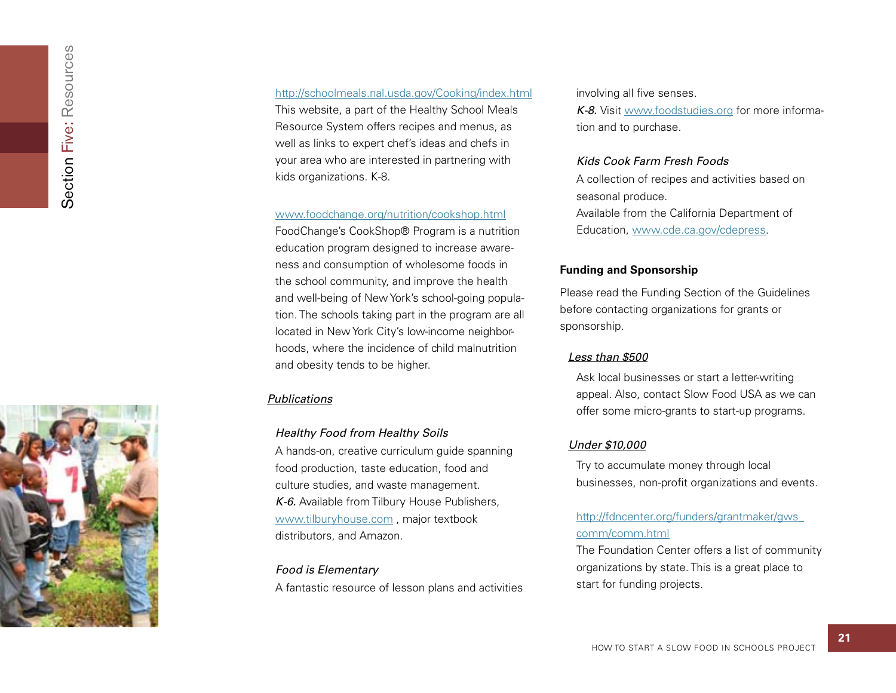http://schoolmeals.nal.usda.gov/Cooking/index.html
This website, a part of the Healthy School Meals Resource System offers recipes and menus, as well as links to expert chef's ideas and chefs in your area who are interested in partnering with kids organizations. K-8.

www.foodchange.org/nutrition/cookshop.html
FoodChange's CookShop® Program is a nutrition education program designed to increase awareness and consumption of wholesome foods in the school community, and improve the health and well-being of New York's school-going population. The schools taking part in the program are all located in New York City's low-income neighborhoods, where the incidence of child malnutrition and obesity tends to be higher.

*Publications*

*Healthy Food from Healthy Soils*
A hands-on, creative curriculum guide spanning food production, taste education, food and culture studies, and waste management.
*K-6.* Available from Tilbury House Publishers, www.tilburyhouse.com , major textbook distributors, and Amazon.

*Food is Elementary*
A fantastic resource of lesson plans and activities involving all five senses.
*K-8.* Visit www.foodstudies.org for more information and to purchase.

*Kids Cook Farm Fresh Foods*
A collection of recipes and activities based on seasonal produce.
Available from the California Department of Education, www.cde.ca.gov/cdepress.

**Funding and Sponsorship**

Please read the Funding Section of the Guidelines before contacting organizations for grants or sponsorship.

*Less than $500*

Ask local businesses or start a letter-writing appeal. Also, contact Slow Food USA as we can offer some micro-grants to start-up programs.

*Under $10,000*

Try to accumulate money through local businesses, non-profit organizations and events.

http://fdncenter.org/funders/grantmaker/gws_comm/comm.html
The Foundation Center offers a list of community organizations by state. This is a great place to start for funding projects.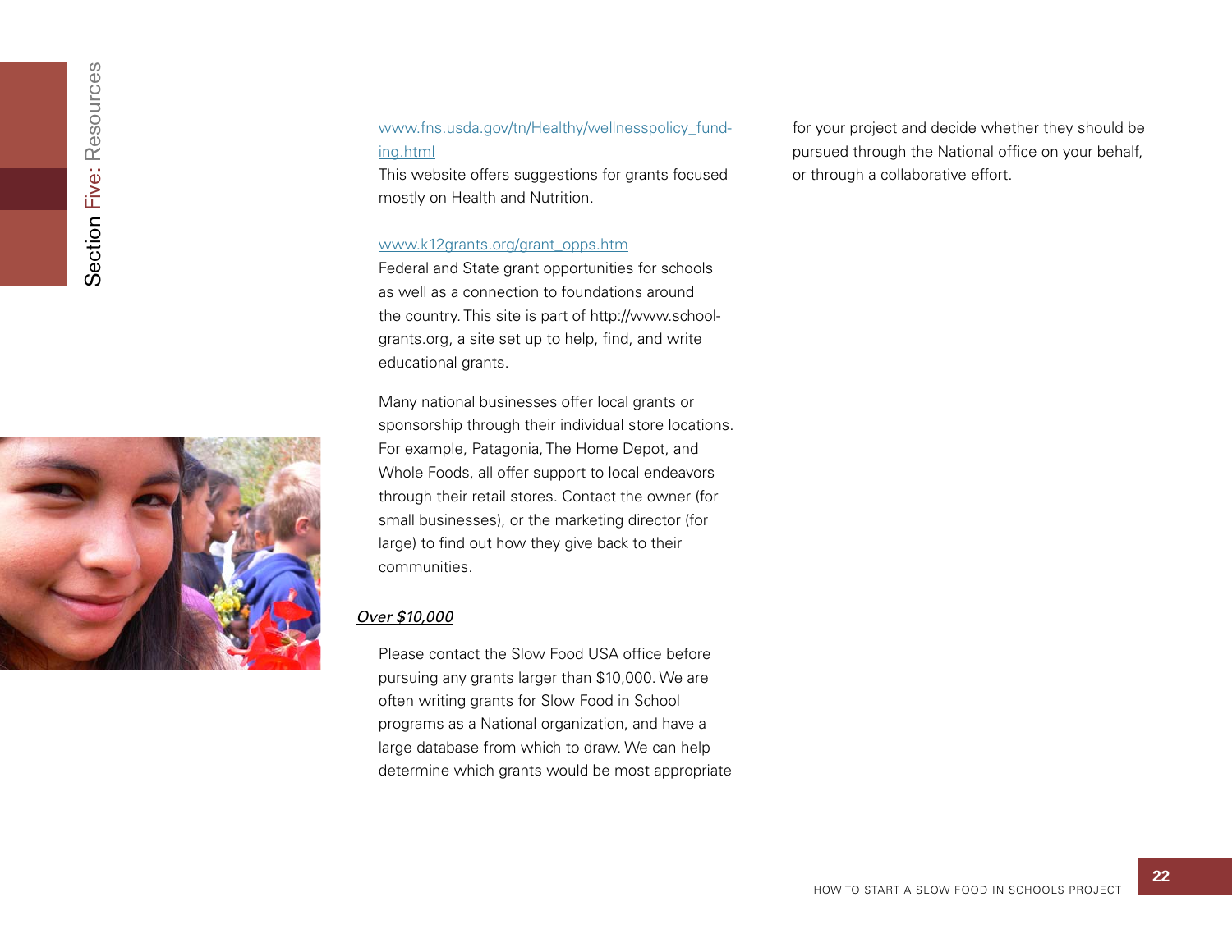www.fns.usda.gov/tn/Healthy/wellnesspolicy_funding.html
This website offers suggestions for grants focused mostly on Health and Nutrition.

www.k12grants.org/grant_opps.htm
Federal and State grant opportunities for schools as well as a connection to foundations around the country. This site is part of http://www.schoolgrants.org, a site set up to help, find, and write educational grants.

Many national businesses offer local grants or sponsorship through their individual store locations. For example, Patagonia, The Home Depot, and Whole Foods, all offer support to local endeavors through their retail stores. Contact the owner (for small businesses), or the marketing director (for large) to find out how they give back to their communities.

***Over $10,000***

Please contact the Slow Food USA office before pursuing any grants larger than $10,000. We are often writing grants for Slow Food in School programs as a National organization, and have a large database from which to draw. We can help determine which grants would be most appropriate for your project and decide whether they should be pursued through the National office on your behalf, or through a collaborative effort.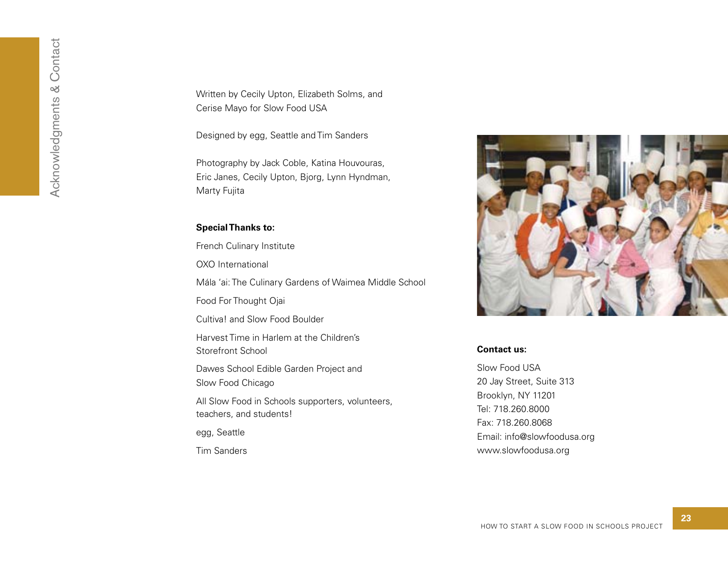# Acknowledgments & Contact

Written by Cecily Upton, Elizabeth Solms, and Cerise Mayo for Slow Food USA

Designed by egg, Seattle and Tim Sanders

Photography by Jack Coble, Katina Houvouras, Eric Janes, Cecily Upton, Bjorg, Lynn Hyndman, Marty Fujita

**Special Thanks to:**

French Culinary Institute

OXO International

Mála 'ai: The Culinary Gardens of Waimea Middle School

Food For Thought Ojai

Cultiva! and Slow Food Boulder

Harvest Time in Harlem at the Children's Storefront School

Dawes School Edible Garden Project and Slow Food Chicago

All Slow Food in Schools supporters, volunteers, teachers, and students!

egg, Seattle

Tim Sanders

**Contact us:**

Slow Food USA  
20 Jay Street, Suite 313  
Brooklyn, NY 11201  
Tel: 718.260.8000  
Fax: 718.260.8068  
Email: info@slowfoodusa.org  
www.slowfoodusa.org